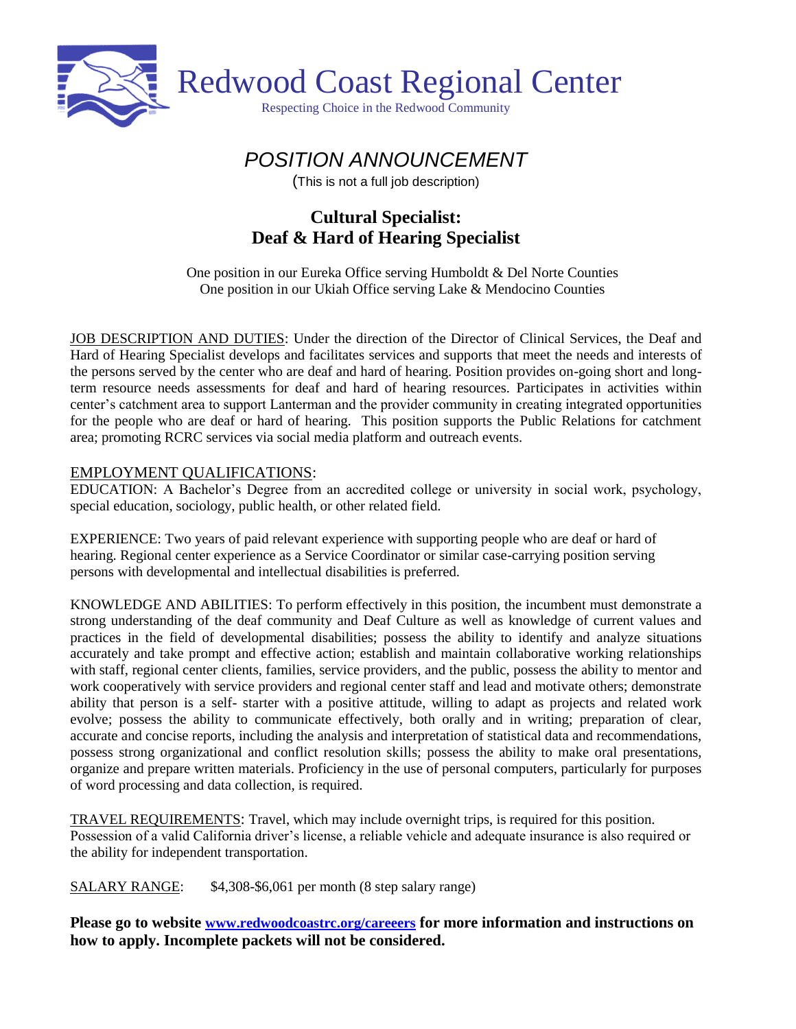# Redwood Coast Regional Center

Respecting Choice in the Redwood Community

## *POSITION ANNOUNCEMENT*

(This is not a full job description)

## Cultural Specialist: Deaf & Hard of Hearing Specialist

One position in our Eureka Office serving Humboldt & Del Norte Counties
One position in our Ukiah Office serving Lake & Mendocino Counties

JOB DESCRIPTION AND DUTIES: Under the direction of the Director of Clinical Services, the Deaf and Hard of Hearing Specialist develops and facilitates services and supports that meet the needs and interests of the persons served by the center who are deaf and hard of hearing. Position provides on-going short and long-term resource needs assessments for deaf and hard of hearing resources. Participates in activities within center's catchment area to support Lanterman and the provider community in creating integrated opportunities for the people who are deaf or hard of hearing. This position supports the Public Relations for catchment area; promoting RCRC services via social media platform and outreach events.

EMPLOYMENT QUALIFICATIONS:
EDUCATION: A Bachelor's Degree from an accredited college or university in social work, psychology, special education, sociology, public health, or other related field.

EXPERIENCE: Two years of paid relevant experience with supporting people who are deaf or hard of hearing. Regional center experience as a Service Coordinator or similar case-carrying position serving persons with developmental and intellectual disabilities is preferred.

KNOWLEDGE AND ABILITIES: To perform effectively in this position, the incumbent must demonstrate a strong understanding of the deaf community and Deaf Culture as well as knowledge of current values and practices in the field of developmental disabilities; possess the ability to identify and analyze situations accurately and take prompt and effective action; establish and maintain collaborative working relationships with staff, regional center clients, families, service providers, and the public, possess the ability to mentor and work cooperatively with service providers and regional center staff and lead and motivate others; demonstrate ability that person is a self- starter with a positive attitude, willing to adapt as projects and related work evolve; possess the ability to communicate effectively, both orally and in writing; preparation of clear, accurate and concise reports, including the analysis and interpretation of statistical data and recommendations, possess strong organizational and conflict resolution skills; possess the ability to make oral presentations, organize and prepare written materials. Proficiency in the use of personal computers, particularly for purposes of word processing and data collection, is required.

TRAVEL REQUIREMENTS: Travel, which may include overnight trips, is required for this position. Possession of a valid California driver's license, a reliable vehicle and adequate insurance is also required or the ability for independent transportation.

SALARY RANGE: $4,308-$6,061 per month (8 step salary range)

**Please go to website www.redwoodcoastrc.org/careeers for more information and instructions on how to apply. Incomplete packets will not be considered.**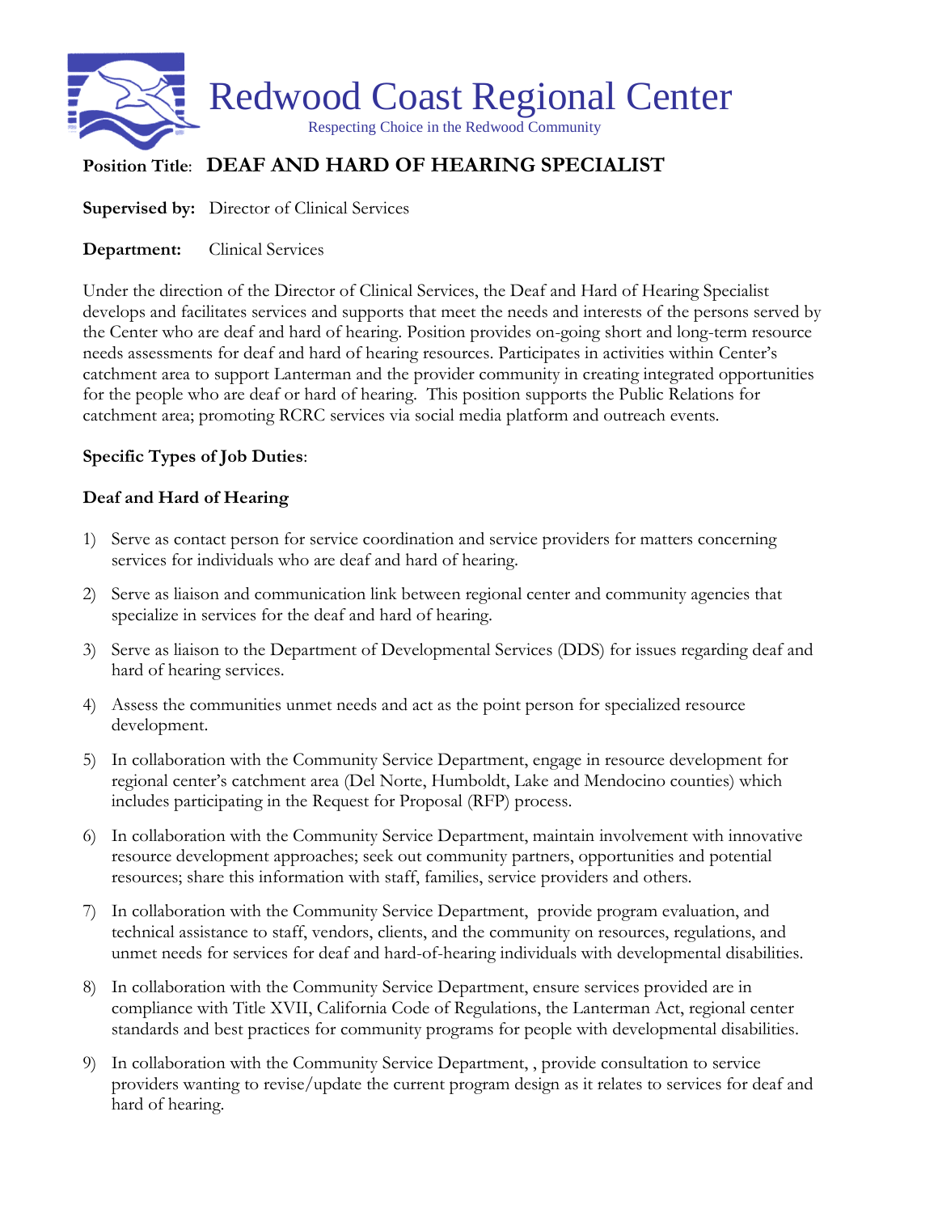# Redwood Coast Regional Center

Respecting Choice in the Redwood Community

**Position Title**: **DEAF AND HARD OF HEARING SPECIALIST**

**Supervised by:** Director of Clinical Services

**Department:** Clinical Services

Under the direction of the Director of Clinical Services, the Deaf and Hard of Hearing Specialist develops and facilitates services and supports that meet the needs and interests of the persons served by the Center who are deaf and hard of hearing. Position provides on-going short and long-term resource needs assessments for deaf and hard of hearing resources. Participates in activities within Center's catchment area to support Lanterman and the provider community in creating integrated opportunities for the people who are deaf or hard of hearing. This position supports the Public Relations for catchment area; promoting RCRC services via social media platform and outreach events.

**Specific Types of Job Duties**:

**Deaf and Hard of Hearing**

1) Serve as contact person for service coordination and service providers for matters concerning services for individuals who are deaf and hard of hearing.
2) Serve as liaison and communication link between regional center and community agencies that specialize in services for the deaf and hard of hearing.
3) Serve as liaison to the Department of Developmental Services (DDS) for issues regarding deaf and hard of hearing services.
4) Assess the communities unmet needs and act as the point person for specialized resource development.
5) In collaboration with the Community Service Department, engage in resource development for regional center's catchment area (Del Norte, Humboldt, Lake and Mendocino counties) which includes participating in the Request for Proposal (RFP) process.
6) In collaboration with the Community Service Department, maintain involvement with innovative resource development approaches; seek out community partners, opportunities and potential resources; share this information with staff, families, service providers and others.
7) In collaboration with the Community Service Department, provide program evaluation, and technical assistance to staff, vendors, clients, and the community on resources, regulations, and unmet needs for services for deaf and hard-of-hearing individuals with developmental disabilities.
8) In collaboration with the Community Service Department, ensure services provided are in compliance with Title XVII, California Code of Regulations, the Lanterman Act, regional center standards and best practices for community programs for people with developmental disabilities.
9) In collaboration with the Community Service Department, , provide consultation to service providers wanting to revise/update the current program design as it relates to services for deaf and hard of hearing.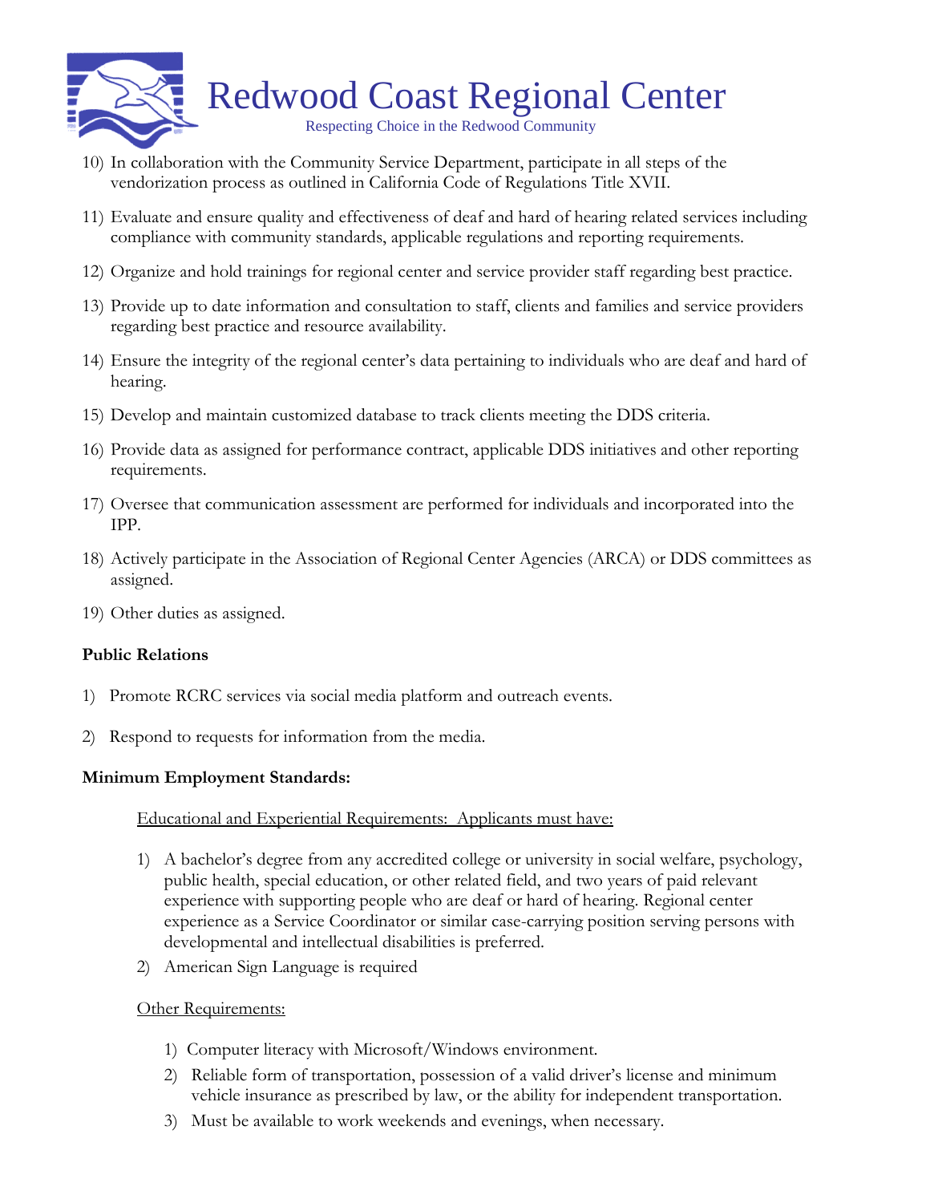10) In collaboration with the Community Service Department, participate in all steps of the vendorization process as outlined in California Code of Regulations Title XVII.

11) Evaluate and ensure quality and effectiveness of deaf and hard of hearing related services including compliance with community standards, applicable regulations and reporting requirements.

12) Organize and hold trainings for regional center and service provider staff regarding best practice.

13) Provide up to date information and consultation to staff, clients and families and service providers regarding best practice and resource availability.

14) Ensure the integrity of the regional center's data pertaining to individuals who are deaf and hard of hearing.

15) Develop and maintain customized database to track clients meeting the DDS criteria.

16) Provide data as assigned for performance contract, applicable DDS initiatives and other reporting requirements.

17) Oversee that communication assessment are performed for individuals and incorporated into the IPP.

18) Actively participate in the Association of Regional Center Agencies (ARCA) or DDS committees as assigned.

19) Other duties as assigned.

**Public Relations**

1) Promote RCRC services via social media platform and outreach events.

2) Respond to requests for information from the media.

**Minimum Employment Standards:**

Educational and Experiential Requirements: Applicants must have:

1) A bachelor's degree from any accredited college or university in social welfare, psychology, public health, special education, or other related field, and two years of paid relevant experience with supporting people who are deaf or hard of hearing. Regional center experience as a Service Coordinator or similar case-carrying position serving persons with developmental and intellectual disabilities is preferred.
2) American Sign Language is required

Other Requirements:

1) Computer literacy with Microsoft/Windows environment.
2) Reliable form of transportation, possession of a valid driver's license and minimum vehicle insurance as prescribed by law, or the ability for independent transportation.
3) Must be available to work weekends and evenings, when necessary.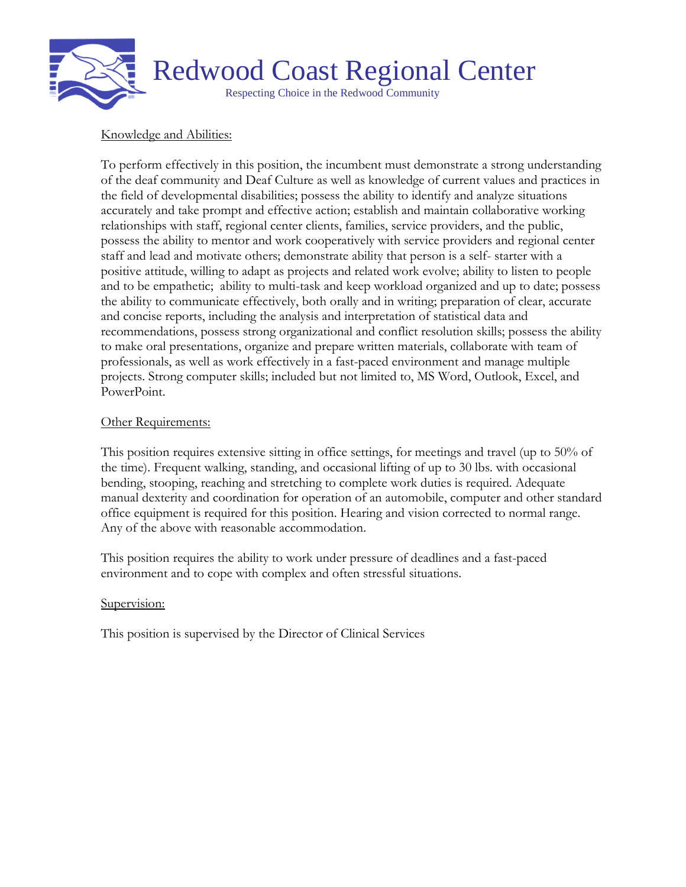Knowledge and Abilities:

To perform effectively in this position, the incumbent must demonstrate a strong understanding of the deaf community and Deaf Culture as well as knowledge of current values and practices in the field of developmental disabilities; possess the ability to identify and analyze situations accurately and take prompt and effective action; establish and maintain collaborative working relationships with staff, regional center clients, families, service providers, and the public, possess the ability to mentor and work cooperatively with service providers and regional center staff and lead and motivate others; demonstrate ability that person is a self- starter with a positive attitude, willing to adapt as projects and related work evolve; ability to listen to people and to be empathetic; ability to multi-task and keep workload organized and up to date; possess the ability to communicate effectively, both orally and in writing; preparation of clear, accurate and concise reports, including the analysis and interpretation of statistical data and recommendations, possess strong organizational and conflict resolution skills; possess the ability to make oral presentations, organize and prepare written materials, collaborate with team of professionals, as well as work effectively in a fast-paced environment and manage multiple projects. Strong computer skills; included but not limited to, MS Word, Outlook, Excel, and PowerPoint.

Other Requirements:

This position requires extensive sitting in office settings, for meetings and travel (up to 50% of the time). Frequent walking, standing, and occasional lifting of up to 30 lbs. with occasional bending, stooping, reaching and stretching to complete work duties is required. Adequate manual dexterity and coordination for operation of an automobile, computer and other standard office equipment is required for this position. Hearing and vision corrected to normal range. Any of the above with reasonable accommodation.

This position requires the ability to work under pressure of deadlines and a fast-paced environment and to cope with complex and often stressful situations.

Supervision:

This position is supervised by the Director of Clinical Services